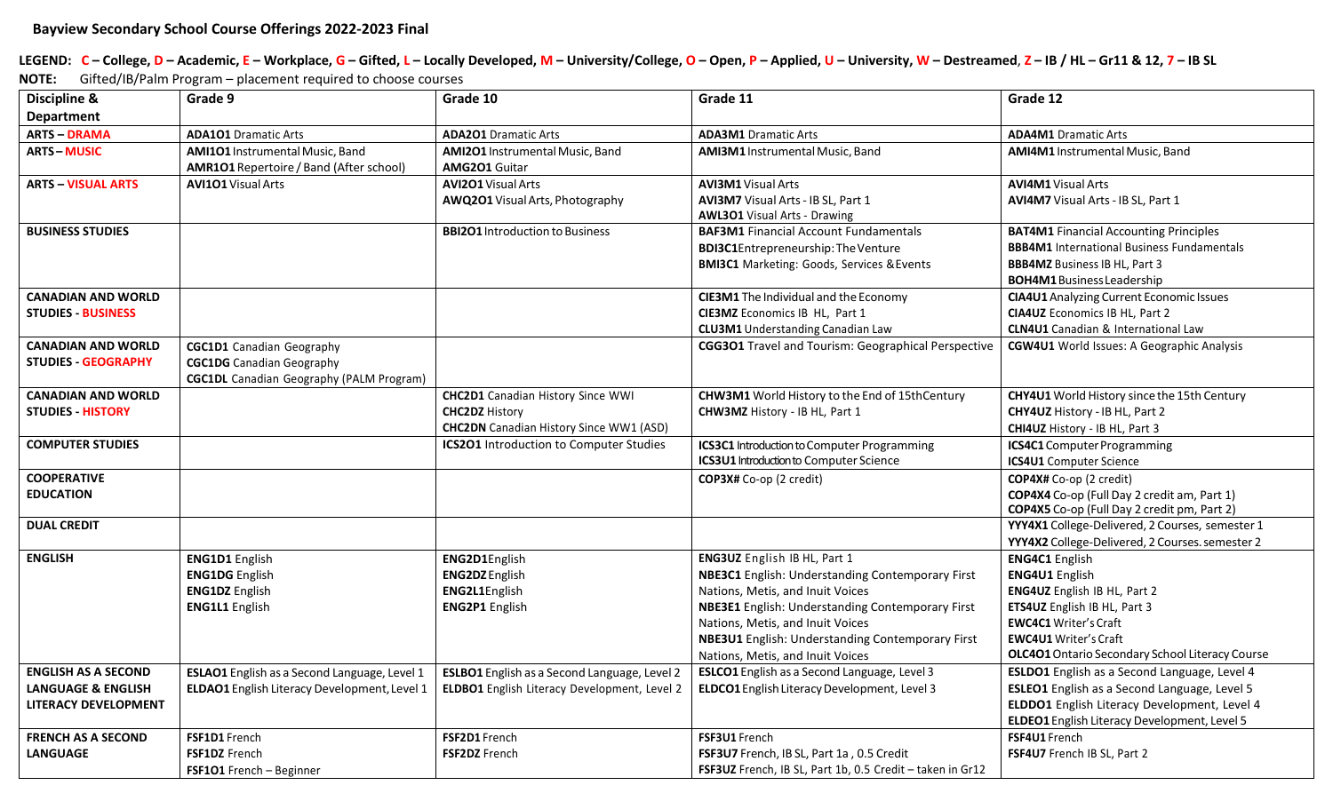# Bayview Secondary School Course Offerings 2022-2023 Final

**LEGEND:** **C** – College, **D** – Academic, **E** – Workplace, **G** – Gifted, **L** – Locally Developed, **M** – University/College, **O** – Open, **P** – Applied, **U** – University, **W** – Destreamed, **Z** – IB / HL – Gr11 & 12, **7** – IB SL

**NOTE:** Gifted/IB/Palm Program – placement required to choose courses

| Discipline & Department | Grade 9 | Grade 10 | Grade 11 | Grade 12 |
|---|---|---|---|---|
| **ARTS – DRAMA** | **ADA1O1** Dramatic Arts | **ADA2O1** Dramatic Arts | **ADA3M1** Dramatic Arts | **ADA4M1** Dramatic Arts |
| **ARTS – MUSIC** | **AMI1O1** Instrumental Music, Band<br>**AMR1O1** Repertoire / Band (After school) | **AMI2O1** Instrumental Music, Band<br>**AMG2O1** Guitar | **AMI3M1** Instrumental Music, Band | **AMI4M1** Instrumental Music, Band |
| **ARTS – VISUAL ARTS** | **AVI1O1** Visual Arts | **AVI2O1** Visual Arts<br>**AWQ2O1** Visual Arts, Photography | **AVI3M1** Visual Arts<br>**AVI3M7** Visual Arts - IB SL, Part 1<br>**AWL3O1** Visual Arts - Drawing | **AVI4M1** Visual Arts<br>**AVI4M7** Visual Arts - IB SL, Part 1 |
| **BUSINESS STUDIES** | | **BBI2O1** Introduction to Business | **BAF3M1** Financial Account Fundamentals<br>**BDI3C1** Entrepreneurship: The Venture<br>**BMI3C1** Marketing: Goods, Services & Events | **BAT4M1** Financial Accounting Principles<br>**BBB4M1** International Business Fundamentals<br>**BBB4MZ** Business IB HL, Part 3<br>**BOH4M1** Business Leadership |
| **CANADIAN AND WORLD STUDIES - BUSINESS** | | | **CIE3M1** The Individual and the Economy<br>**CIE3MZ** Economics IB HL, Part 1<br>**CLU3M1** Understanding Canadian Law | **CIA4U1** Analyzing Current Economic Issues<br>**CIA4UZ** Economics IB HL, Part 2<br>**CLN4U1** Canadian & International Law |
| **CANADIAN AND WORLD STUDIES - GEOGRAPHY** | **CGC1D1** Canadian Geography<br>**CGC1DG** Canadian Geography<br>**CGC1DL** Canadian Geography (PALM Program) | | **CGG3O1** Travel and Tourism: Geographical Perspective | **CGW4U1** World Issues: A Geographic Analysis |
| **CANADIAN AND WORLD STUDIES - HISTORY** | | **CHC2D1** Canadian History Since WWI<br>**CHC2DZ** History<br>**CHC2DN** Canadian History Since WW1 (ASD) | **CHW3M1** World History to the End of 15thCentury<br>**CHW3MZ** History - IB HL, Part 1 | **CHY4U1** World History since the 15th Century<br>**CHY4UZ** History - IB HL, Part 2<br>**CHI4UZ** History - IB HL, Part 3 |
| **COMPUTER STUDIES** | | **ICS2O1** Introduction to Computer Studies | **ICS3C1** Introduction to Computer Programming<br>**ICS3U1** Introduction to Computer Science | **ICS4C1** Computer Programming<br>**ICS4U1** Computer Science |
| **COOPERATIVE EDUCATION** | | | **COP3X#** Co-op (2 credit) | **COP4X#** Co-op (2 credit)<br>**COP4X4** Co-op (Full Day 2 credit am, Part 1)<br>**COP4X5** Co-op (Full Day 2 credit pm, Part 2) |
| **DUAL CREDIT** | | | | **YYY4X1** College-Delivered, 2 Courses, semester 1<br>**YYY4X2** College-Delivered, 2 Courses. semester 2 |
| **ENGLISH** | **ENG1D1** English<br>**ENG1DG** English<br>**ENG1DZ** English<br>**ENG1L1** English | **ENG2D1** English<br>**ENG2DZ** English<br>**ENG2L1** English<br>**ENG2P1** English | **ENG3UZ** English IB HL, Part 1<br>**NBE3C1** English: Understanding Contemporary First Nations, Metis, and Inuit Voices<br>**NBE3E1** English: Understanding Contemporary First Nations, Metis, and Inuit Voices<br>**NBE3U1** English: Understanding Contemporary First Nations, Metis, and Inuit Voices | **ENG4C1** English<br>**ENG4U1** English<br>**ENG4UZ** English IB HL, Part 2<br>**ETS4UZ** English IB HL, Part 3<br>**EWC4C1** Writer's Craft<br>**EWC4U1** Writer's Craft<br>**OLC4O1** Ontario Secondary School Literacy Course |
| **ENGLISH AS A SECOND LANGUAGE & ENGLISH LITERACY DEVELOPMENT** | **ESLAO1** English as a Second Language, Level 1<br>**ELDAO1** English Literacy Development, Level 1 | **ESLBO1** English as a Second Language, Level 2<br>**ELDBO1** English Literacy Development, Level 2 | **ESLCO1** English as a Second Language, Level 3<br>**ELDCO1** English Literacy Development, Level 3 | **ESLDO1** English as a Second Language, Level 4<br>**ESLEO1** English as a Second Language, Level 5<br>**ELDDO1** English Literacy Development, Level 4<br>**ELDEO1** English Literacy Development, Level 5 |
| **FRENCH AS A SECOND LANGUAGE** | **FSF1D1** French<br>**FSF1DZ** French<br>**FSF1O1** French – Beginner | **FSF2D1** French<br>**FSF2DZ** French | **FSF3U1** French<br>**FSF3U7** French, IB SL, Part 1a , 0.5 Credit<br>**FSF3UZ** French, IB SL, Part 1b, 0.5 Credit – taken in Gr12 | **FSF4U1** French<br>**FSF4U7** French IB SL, Part 2 |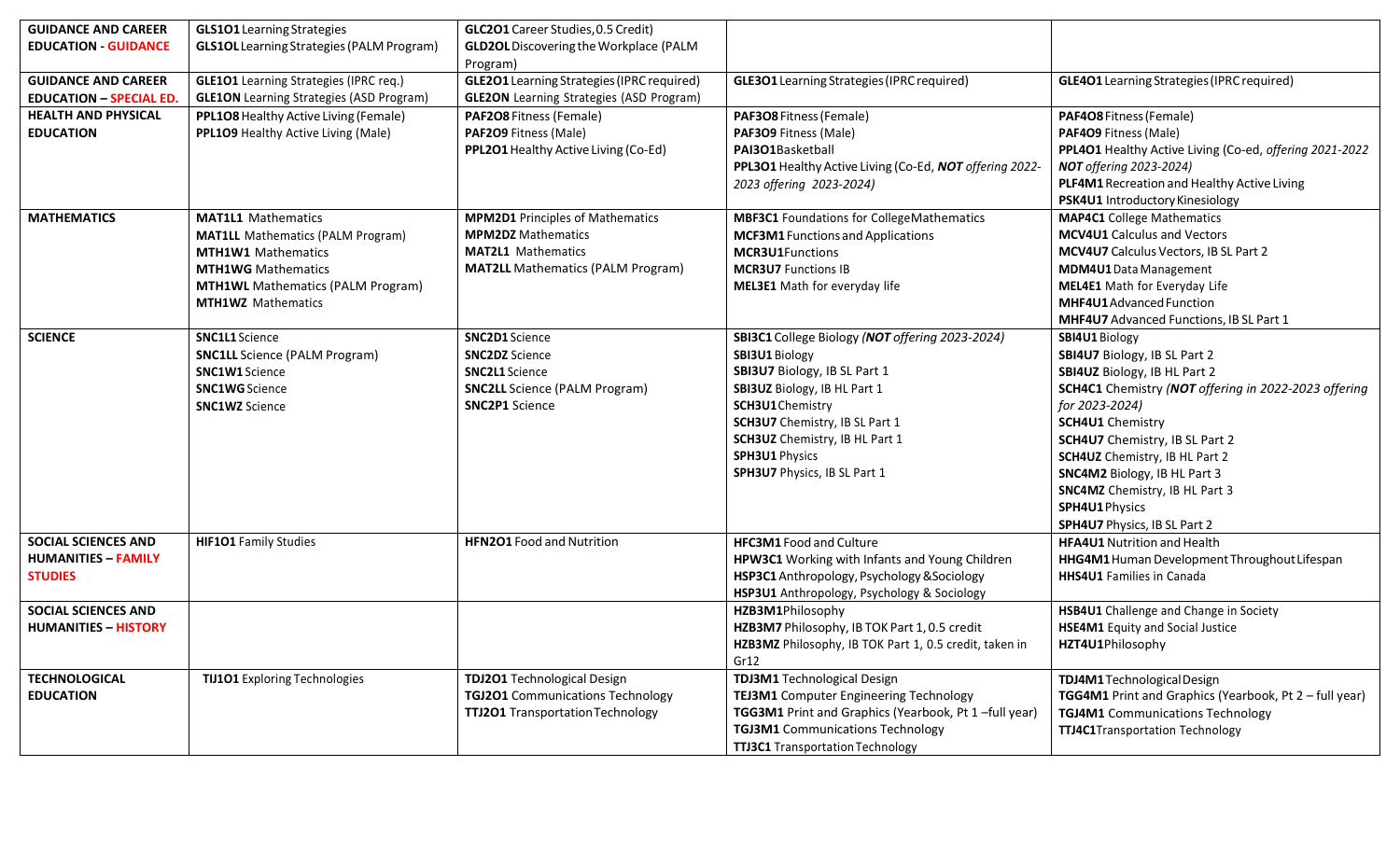| | | | | |
|---|---|---|---|---|
| **GUIDANCE AND CAREER EDUCATION - GUIDANCE** | **GLS1O1** Learning Strategies<br>**GLS1OL** Learning Strategies (PALM Program) | **GLC2O1** Career Studies, 0.5 Credit)<br>**GLD2OL** Discovering the Workplace (PALM Program) | | |
| **GUIDANCE AND CAREER EDUCATION – SPECIAL ED.** | **GLE1O1** Learning Strategies (IPRC req.)<br>**GLE1ON** Learning Strategies (ASD Program) | **GLE2O1** Learning Strategies (IPRC required)<br>**GLE2ON** Learning Strategies (ASD Program) | **GLE3O1** Learning Strategies (IPRC required) | **GLE4O1** Learning Strategies (IPRC required) |
| **HEALTH AND PHYSICAL EDUCATION** | **PPL1O8** Healthy Active Living (Female)<br>**PPL1O9** Healthy Active Living (Male) | **PAF2O8** Fitness (Female)<br>**PAF2O9** Fitness (Male)<br>**PPL2O1** Healthy Active Living (Co-Ed) | **PAF3O8** Fitness (Female)<br>**PAF3O9** Fitness (Male)<br>**PAI3O1** Basketball<br>**PPL3O1** Healthy Active Living (Co-Ed, ***NOT*** *offering 2022-2023 offering 2023-2024)* | **PAF4O8** Fitness (Female)<br>**PAF4O9** Fitness (Male)<br>**PPL4O1** Healthy Active Living (Co-ed, *offering 2021-2022* ***NOT*** *offering 2023-2024)*<br>**PLF4M1** Recreation and Healthy Active Living<br>**PSK4U1** Introductory Kinesiology |
| **MATHEMATICS** | **MAT1L1** Mathematics<br>**MAT1LL** Mathematics (PALM Program)<br>**MTH1W1** Mathematics<br>**MTH1WG** Mathematics<br>**MTH1WL** Mathematics (PALM Program)<br>**MTH1WZ** Mathematics | **MPM2D1** Principles of Mathematics<br>**MPM2DZ** Mathematics<br>**MAT2L1** Mathematics<br>**MAT2LL** Mathematics (PALM Program) | **MBF3C1** Foundations for College Mathematics<br>**MCF3M1** Functions and Applications<br>**MCR3U1** Functions<br>**MCR3U7** Functions IB<br>**MEL3E1** Math for everyday life | **MAP4C1** College Mathematics<br>**MCV4U1** Calculus and Vectors<br>**MCV4U7** Calculus Vectors, IB SL Part 2<br>**MDM4U1** Data Management<br>**MEL4E1** Math for Everyday Life<br>**MHF4U1** Advanced Function<br>**MHF4U7** Advanced Functions, IB SL Part 1 |
| **SCIENCE** | **SNC1L1** Science<br>**SNC1LL** Science (PALM Program)<br>**SNC1W1** Science<br>**SNC1WG** Science<br>**SNC1WZ** Science | **SNC2D1** Science<br>**SNC2DZ** Science<br>**SNC2L1** Science<br>**SNC2LL** Science (PALM Program)<br>**SNC2P1** Science | **SBI3C1** College Biology *(****NOT*** *offering 2023-2024)*<br>**SBI3U1** Biology<br>**SBI3U7** Biology, IB SL Part 1<br>**SBI3UZ** Biology, IB HL Part 1<br>**SCH3U1** Chemistry<br>**SCH3U7** Chemistry, IB SL Part 1<br>**SCH3UZ** Chemistry, IB HL Part 1<br>**SPH3U1** Physics<br>**SPH3U7** Physics, IB SL Part 1 | **SBI4U1** Biology<br>**SBI4U7** Biology, IB SL Part 2<br>**SBI4UZ** Biology, IB HL Part 2<br>**SCH4C1** Chemistry *(****NOT*** *offering in 2022-2023 offering for 2023-2024)*<br>**SCH4U1** Chemistry<br>**SCH4U7** Chemistry, IB SL Part 2<br>**SCH4UZ** Chemistry, IB HL Part 2<br>**SNC4M2** Biology, IB HL Part 3<br>**SNC4MZ** Chemistry, IB HL Part 3<br>**SPH4U1** Physics<br>**SPH4U7** Physics, IB SL Part 2 |
| **SOCIAL SCIENCES AND HUMANITIES – FAMILY STUDIES** | **HIF1O1** Family Studies | **HFN2O1** Food and Nutrition | **HFC3M1** Food and Culture<br>**HPW3C1** Working with Infants and Young Children<br>**HSP3C1** Anthropology, Psychology & Sociology<br>**HSP3U1** Anthropology, Psychology & Sociology | **HFA4U1** Nutrition and Health<br>**HHG4M1** Human Development Throughout Lifespan<br>**HHS4U1** Families in Canada |
| **SOCIAL SCIENCES AND HUMANITIES – HISTORY** | | | **HZB3M1** Philosophy<br>**HZB3M7** Philosophy, IB TOK Part 1, 0.5 credit<br>**HZB3MZ** Philosophy, IB TOK Part 1, 0.5 credit, taken in Gr12 | **HSB4U1** Challenge and Change in Society<br>**HSE4M1** Equity and Social Justice<br>**HZT4U1** Philosophy |
| **TECHNOLOGICAL EDUCATION** | **TIJ1O1** Exploring Technologies | **TDJ2O1** Technological Design<br>**TGJ2O1** Communications Technology<br>**TTJ2O1** Transportation Technology | **TDJ3M1** Technological Design<br>**TEJ3M1** Computer Engineering Technology<br>**TGG3M1** Print and Graphics (Yearbook, Pt 1 –full year)<br>**TGJ3M1** Communications Technology<br>**TTJ3C1** Transportation Technology | **TDJ4M1** Technological Design<br>**TGG4M1** Print and Graphics (Yearbook, Pt 2 – full year)<br>**TGJ4M1** Communications Technology<br>**TTJ4C1** Transportation Technology |